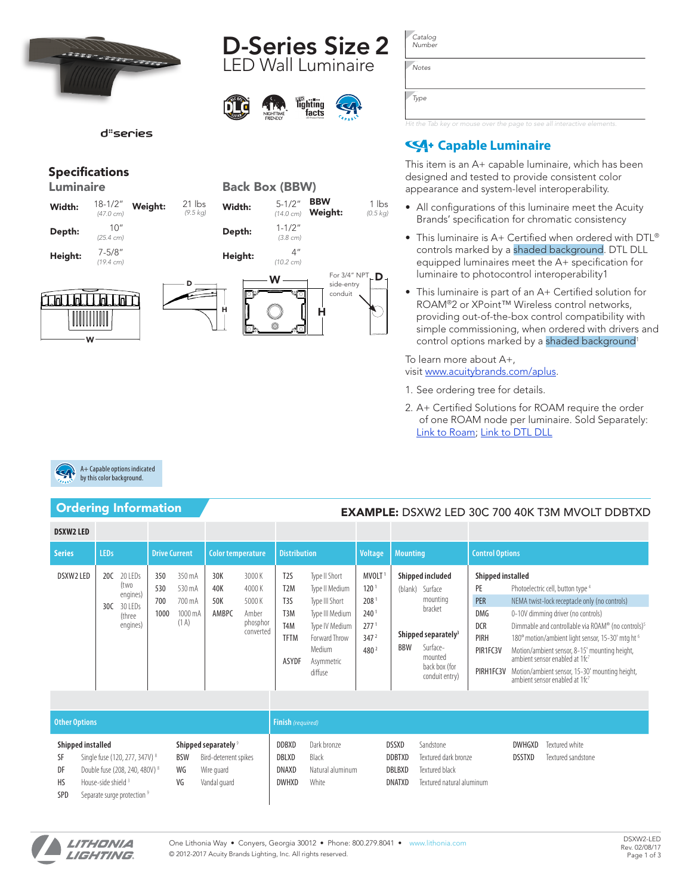# D-Series Size 2

## LED Wall Luminaire

Catalog Number

Notes

Type

*Hit the Tab key or mouse over the page to see all interactive elements.*

## Specifications

### Luminaire

| | | | |
|---|---|---|---|
| **Width:** | 18-1/2" (47.0 cm) | **Weight:** | 21 lbs (9.5 kg) |
| **Depth:** | 10" (25.4 cm) | | |
| **Height:** | 7-5/8" (19.4 cm) | | |

### Back Box (BBW)

| | | | |
|---|---|---|---|
| **Width:** | 5-1/2" (14.0 cm) | **BBW Weight:** | 1 lbs (0.5 kg) |
| **Depth:** | 1-1/2" (3.8 cm) | | |
| **Height:** | 4" (10.2 cm) | | |

For 3/4" NPT side-entry conduit

## A+ Capable Luminaire

This item is an A+ capable luminaire, which has been designed and tested to provide consistent color appearance and system-level interoperability.

- All configurations of this luminaire meet the Acuity Brands' specification for chromatic consistency
- This luminaire is A+ Certified when ordered with DTL® controls marked by a shaded background. DTL DLL equipped luminaires meet the A+ specification for luminaire to photocontrol interoperability1
- This luminaire is part of an A+ Certified solution for ROAM®2 or XPoint™ Wireless control networks, providing out-of-the-box control compatibility with simple commissioning, when ordered with drivers and control options marked by a shaded background[1]

To learn more about A+, visit www.acuitybrands.com/aplus.

1. See ordering tree for details.
2. A+ Certified Solutions for ROAM require the order of one ROAM node per luminaire. Sold Separately: Link to Roam; Link to DTL DLL

A+ Capable options indicated by this color background.

## Ordering Information

**EXAMPLE:** DSXW2 LED 30C 700 40K T3M MVOLT DDBTXD

**DSXW2 LED**

| Series | LEDs | Drive Current | Color temperature | Distribution | Voltage | Mounting | Control Options |
|---|---|---|---|---|---|---|---|
| DSXW2 LED | 20C 20 LEDs (two engines)<br>30C 30 LEDs (three engines) | 350 350 mA<br>530 530 mA<br>700 700 mA<br>1000 1000 mA (1 A) | 30K 3000 K<br>40K 4000 K<br>50K 5000 K<br>AMBPC Amber phosphor converted | T2S Type II Short<br>T2M Type II Medium<br>T3S Type III Short<br>T3M Type III Medium<br>T4M Type IV Medium<br>TFTM Forward Throw Medium<br>ASYDF Asymmetric diffuse | MVOLT [1]<br>120 [1]<br>208 [1]<br>240 [1]<br>277 [1]<br>347 [2]<br>480 [2] | **Shipped included**<br>(blank) Surface mounting bracket<br><br>**Shipped separately**[3]<br>BBW Surface-mounted back box (for conduit entry) | **Shipped installed**<br>PE Photoelectric cell, button type [4]<br>PER NEMA twist-lock receptacle only (no controls)<br>DMG 0-10V dimming driver (no controls)<br>DCR Dimmable and controllable via ROAM® (no controls)[5]<br>PIRH 180° motion/ambient light sensor, 15-30' mtg ht [6]<br>PIR1FC3V Motion/ambient sensor, 8-15' mounting height, ambient sensor enabled at 1fc[7]<br>PIRH1FC3V Motion/ambient sensor, 15-30' mounting height, ambient sensor enabled at 1fc[7] |

| Other Options | Finish *(required)* |
|---|---|
| **Shipped installed**<br>SF Single fuse (120, 277, 347V) [8]<br>DF Double fuse (208, 240, 480V) [8]<br>HS House-side shield [3]<br>SPD Separate surge protection [9]<br><br>**Shipped separately** [9]<br>BSW Bird-deterrent spikes<br>WG Wire guard<br>VG Vandal guard | DDBXD Dark bronze<br>DBLXD Black<br>DNAXD Natural aluminum<br>DWHXD White<br>DSSXD Sandstone<br>DDBTXD Textured dark bronze<br>DBLBXD Textured black<br>DNATXD Textured natural aluminum<br>DWHGXD Textured white<br>DSSTXD Textured sandstone |

LITHONIA LIGHTING

One Lithonia Way • Conyers, Georgia 30012 • Phone: 800.279.8041 • www.lithonia.com
© 2012-2017 Acuity Brands Lighting, Inc. All rights reserved.

DSXW2-LED
Rev. 02/08/17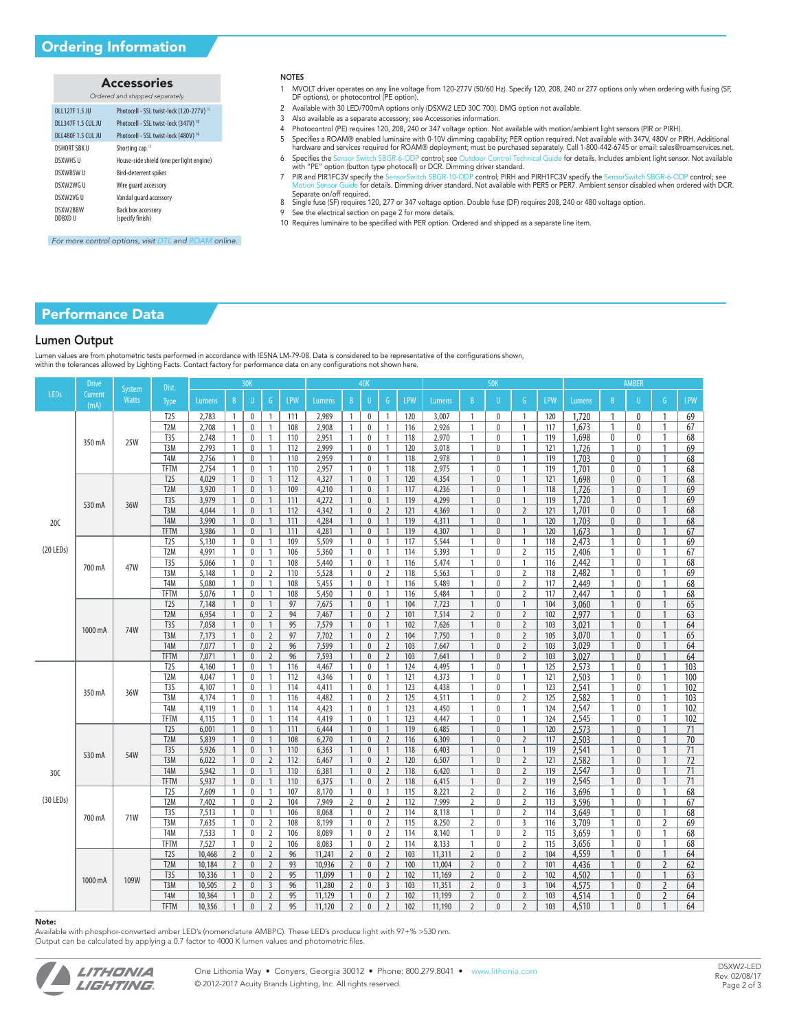## Ordering Information

### Accessories

*Ordered and shipped separately.*

| | |
|---|---|
| DLL127F 1.5 JU | Photocell - SSL twist-lock (120-277V) [10] |
| DLL347F 1.5 CUL JU | Photocell - SSL twist-lock (347V) [10] |
| DLL480F 1.5 CUL JU | Photocell - SSL twist-lock (480V) [10] |
| DSHORT SBK U | Shorting cap [10] |
| DSXWHS U | House-side shield (one per light engine) |
| DSXWBSW U | Bird-deterrent spikes |
| DSXW2WG U | Wire guard accessory |
| DSXW2VG U | Vandal guard accessory |
| DSXW2BBW DDBXD U | Back box accessory (specify finish) |

*For more control options, visit DTL and ROAM online.*

**NOTES**

1. MVOLT driver operates on any line voltage from 120-277V (50/60 Hz). Specify 120, 208, 240 or 277 options only when ordering with fusing (SF, DF options), or photocontrol (PE option).
2. Available with 30 LED/700mA options only (DSXW2 LED 30C 700). DMG option not available.
3. Also available as a separate accessory; see Accessories information.
4. Photocontrol (PE) requires 120, 208, 240 or 347 voltage option. Not available with motion/ambient light sensors (PIR or PIRH).
5. Specifies a ROAM® enabled luminaire with 0-10V dimming capability; PER option required. Not available with 347V, 480V or PIRH. Additional hardware and services required for ROAM® deployment; must be purchased separately. Call 1-800-442-6745 or email: sales@roamservices.net.
6. Specifies the Sensor Switch SBGR-6-ODP control; see Outdoor Control Technical Guide for details. Includes ambient light sensor. Not available with "PE" option (button type photocell) or DCR. Dimming driver standard.
7. PIR and PIR1FC3V specify the SensorSwitch SBGR-10-ODP control; PIRH and PIRH1FC3V specify the SensorSwitch SBGR-6-ODP control; see Motion Sensor Guide for details. Dimming driver standard. Not available with PER5 or PER7. Ambient sensor disabled when ordered with DCR. Separate on/off required.
8. Single fuse (SF) requires 120, 277 or 347 voltage option. Double fuse (DF) requires 208, 240 or 480 voltage option.
9. See the electrical section on page 2 for more details.
10. Requires luminaire to be specified with PER option. Ordered and shipped as a separate line item.

## Performance Data

### Lumen Output

Lumen values are from photometric tests performed in accordance with IESNA LM-79-08. Data is considered to be representative of the configurations shown, within the tolerances allowed by Lighting Facts. Contact factory for performance data on any configurations not shown here.

| LEDs | Drive Current (mA) | System Watts | Dist. Type | 30K Lumens | B | U | G | LPW | 40K Lumens | B | U | G | LPW | 50K Lumens | B | U | G | LPW | AMBER Lumens | B | U | G | LPW |
|---|---|---|---|---|---|---|---|---|---|---|---|---|---|---|---|---|---|---|---|---|---|---|---|
| 20C (20 LEDs) | 350 mA | 25W | T2S | 2,783 | 1 | 0 | 1 | 111 | 2,989 | 1 | 0 | 1 | 120 | 3,007 | 1 | 0 | 1 | 120 | 1,720 | 1 | 0 | 1 | 69 |
| | | | T2M | 2,708 | 1 | 0 | 1 | 108 | 2,908 | 1 | 0 | 1 | 116 | 2,926 | 1 | 0 | 1 | 117 | 1,673 | 1 | 0 | 1 | 67 |
| | | | T3S | 2,748 | 1 | 0 | 1 | 110 | 2,951 | 1 | 0 | 1 | 118 | 2,970 | 1 | 0 | 1 | 119 | 1,698 | 0 | 0 | 1 | 68 |
| | | | T3M | 2,793 | 1 | 0 | 1 | 112 | 2,999 | 1 | 0 | 1 | 120 | 3,018 | 1 | 0 | 1 | 121 | 1,726 | 1 | 0 | 1 | 69 |
| | | | T4M | 2,756 | 1 | 0 | 1 | 110 | 2,959 | 1 | 0 | 1 | 118 | 2,978 | 1 | 0 | 1 | 119 | 1,703 | 0 | 0 | 1 | 68 |
| | | | TFTM | 2,754 | 1 | 0 | 1 | 110 | 2,957 | 1 | 0 | 1 | 118 | 2,975 | 1 | 0 | 1 | 119 | 1,701 | 0 | 0 | 1 | 68 |
| | 530 mA | 36W | T2S | 4,029 | 1 | 0 | 1 | 112 | 4,327 | 1 | 0 | 1 | 120 | 4,354 | 1 | 0 | 1 | 121 | 1,698 | 0 | 0 | 1 | 68 |
| | | | T2M | 3,920 | 1 | 0 | 1 | 109 | 4,210 | 1 | 0 | 1 | 117 | 4,236 | 1 | 0 | 1 | 118 | 1,726 | 1 | 0 | 1 | 69 |
| | | | T3S | 3,979 | 1 | 0 | 1 | 111 | 4,272 | 1 | 0 | 1 | 119 | 4,299 | 1 | 0 | 1 | 119 | 1,720 | 1 | 0 | 1 | 69 |
| | | | T3M | 4,044 | 1 | 0 | 1 | 112 | 4,342 | 1 | 0 | 2 | 121 | 4,369 | 1 | 0 | 2 | 121 | 1,701 | 0 | 0 | 1 | 68 |
| | | | T4M | 3,990 | 1 | 0 | 1 | 111 | 4,284 | 1 | 0 | 1 | 119 | 4,311 | 1 | 0 | 1 | 120 | 1,703 | 0 | 0 | 1 | 68 |
| | | | TFTM | 3,986 | 1 | 0 | 1 | 111 | 4,281 | 1 | 0 | 1 | 119 | 4,307 | 1 | 0 | 1 | 120 | 1,673 | 1 | 0 | 1 | 67 |
| | 700 mA | 47W | T2S | 5,130 | 1 | 0 | 1 | 109 | 5,509 | 1 | 0 | 1 | 117 | 5,544 | 1 | 0 | 1 | 118 | 2,473 | 1 | 0 | 1 | 69 |
| | | | T2M | 4,991 | 1 | 0 | 1 | 106 | 5,360 | 1 | 0 | 1 | 114 | 5,393 | 1 | 0 | 2 | 115 | 2,406 | 1 | 0 | 1 | 67 |
| | | | T3S | 5,066 | 1 | 0 | 1 | 108 | 5,440 | 1 | 0 | 1 | 116 | 5,474 | 1 | 0 | 1 | 116 | 2,442 | 1 | 0 | 1 | 68 |
| | | | T3M | 5,148 | 1 | 0 | 2 | 110 | 5,528 | 1 | 0 | 2 | 118 | 5,563 | 1 | 0 | 2 | 118 | 2,482 | 1 | 0 | 1 | 69 |
| | | | T4M | 5,080 | 1 | 0 | 1 | 108 | 5,455 | 1 | 0 | 1 | 116 | 5,489 | 1 | 0 | 2 | 117 | 2,449 | 1 | 0 | 1 | 68 |
| | | | TFTM | 5,076 | 1 | 0 | 1 | 108 | 5,450 | 1 | 0 | 1 | 116 | 5,484 | 1 | 0 | 2 | 117 | 2,447 | 1 | 0 | 1 | 68 |
| | 1000 mA | 74W | T2S | 7,148 | 1 | 0 | 1 | 97 | 7,675 | 1 | 0 | 1 | 104 | 7,723 | 1 | 0 | 1 | 104 | 3,060 | 1 | 0 | 1 | 65 |
| | | | T2M | 6,954 | 1 | 0 | 2 | 94 | 7,467 | 1 | 0 | 2 | 101 | 7,514 | 2 | 0 | 2 | 102 | 2,977 | 1 | 0 | 1 | 63 |
| | | | T3S | 7,058 | 1 | 0 | 1 | 95 | 7,579 | 1 | 0 | 1 | 102 | 7,626 | 1 | 0 | 2 | 103 | 3,021 | 1 | 0 | 1 | 64 |
| | | | T3M | 7,173 | 1 | 0 | 2 | 97 | 7,702 | 1 | 0 | 2 | 104 | 7,750 | 1 | 0 | 2 | 105 | 3,070 | 1 | 0 | 1 | 65 |
| | | | T4M | 7,077 | 1 | 0 | 2 | 96 | 7,599 | 1 | 0 | 2 | 103 | 7,647 | 1 | 0 | 2 | 103 | 3,029 | 1 | 0 | 1 | 64 |
| | | | TFTM | 7,071 | 1 | 0 | 2 | 96 | 7,593 | 1 | 0 | 2 | 103 | 7,641 | 1 | 0 | 2 | 103 | 3,027 | 1 | 0 | 1 | 64 |
| 30C (30 LEDs) | 350 mA | 36W | T2S | 4,160 | 1 | 0 | 1 | 116 | 4,467 | 1 | 0 | 1 | 124 | 4,495 | 1 | 0 | 1 | 125 | 2,573 | 1 | 0 | 1 | 103 |
| | | | T2M | 4,047 | 1 | 0 | 1 | 112 | 4,346 | 1 | 0 | 1 | 121 | 4,373 | 1 | 0 | 1 | 121 | 2,503 | 1 | 0 | 1 | 100 |
| | | | T3S | 4,107 | 1 | 0 | 1 | 114 | 4,411 | 1 | 0 | 1 | 123 | 4,438 | 1 | 0 | 1 | 123 | 2,541 | 1 | 0 | 1 | 102 |
| | | | T3M | 4,174 | 1 | 0 | 1 | 116 | 4,482 | 1 | 0 | 2 | 125 | 4,511 | 1 | 0 | 2 | 125 | 2,582 | 1 | 0 | 1 | 103 |
| | | | T4M | 4,119 | 1 | 0 | 1 | 114 | 4,423 | 1 | 0 | 1 | 123 | 4,450 | 1 | 0 | 1 | 124 | 2,547 | 1 | 0 | 1 | 102 |
| | | | TFTM | 4,115 | 1 | 0 | 1 | 114 | 4,419 | 1 | 0 | 1 | 123 | 4,447 | 1 | 0 | 1 | 124 | 2,545 | 1 | 0 | 1 | 102 |
| | 530 mA | 54W | T2S | 6,001 | 1 | 0 | 1 | 111 | 6,444 | 1 | 0 | 1 | 119 | 6,485 | 1 | 0 | 1 | 120 | 2,573 | 1 | 0 | 1 | 71 |
| | | | T2M | 5,839 | 1 | 0 | 1 | 108 | 6,270 | 1 | 0 | 2 | 116 | 6,309 | 1 | 0 | 2 | 117 | 2,503 | 1 | 0 | 1 | 70 |
| | | | T3S | 5,926 | 1 | 0 | 1 | 110 | 6,363 | 1 | 0 | 1 | 118 | 6,403 | 1 | 0 | 1 | 119 | 2,541 | 1 | 0 | 1 | 71 |
| | | | T3M | 6,022 | 1 | 0 | 2 | 112 | 6,467 | 1 | 0 | 2 | 120 | 6,507 | 1 | 0 | 2 | 121 | 2,582 | 1 | 0 | 1 | 72 |
| | | | T4M | 5,942 | 1 | 0 | 1 | 110 | 6,381 | 1 | 0 | 2 | 118 | 6,420 | 1 | 0 | 2 | 119 | 2,547 | 1 | 0 | 1 | 71 |
| | | | TFTM | 5,937 | 1 | 0 | 1 | 110 | 6,375 | 1 | 0 | 2 | 118 | 6,415 | 1 | 0 | 2 | 119 | 2,545 | 1 | 0 | 1 | 71 |
| | 700 mA | 71W | T2S | 7,609 | 1 | 0 | 1 | 107 | 8,170 | 1 | 0 | 1 | 115 | 8,221 | 2 | 0 | 2 | 116 | 3,696 | 1 | 0 | 1 | 68 |
| | | | T2M | 7,402 | 1 | 0 | 2 | 104 | 7,949 | 2 | 0 | 2 | 112 | 7,999 | 2 | 0 | 2 | 113 | 3,596 | 1 | 0 | 1 | 67 |
| | | | T3S | 7,513 | 1 | 0 | 1 | 106 | 8,068 | 1 | 0 | 2 | 114 | 8,118 | 1 | 0 | 2 | 114 | 3,649 | 1 | 0 | 1 | 68 |
| | | | T3M | 7,635 | 1 | 0 | 2 | 108 | 8,199 | 1 | 0 | 2 | 115 | 8,250 | 2 | 0 | 3 | 116 | 3,709 | 1 | 0 | 2 | 69 |
| | | | T4M | 7,533 | 1 | 0 | 2 | 106 | 8,089 | 1 | 0 | 2 | 114 | 8,140 | 1 | 0 | 2 | 115 | 3,659 | 1 | 0 | 1 | 68 |
| | | | TFTM | 7,527 | 1 | 0 | 2 | 106 | 8,083 | 1 | 0 | 2 | 114 | 8,133 | 1 | 0 | 2 | 115 | 3,656 | 1 | 0 | 1 | 68 |
| | 1000 mA | 109W | T2S | 10,468 | 2 | 0 | 2 | 96 | 11,241 | 2 | 0 | 2 | 103 | 11,311 | 2 | 0 | 2 | 104 | 4,559 | 1 | 0 | 1 | 64 |
| | | | T2M | 10,184 | 2 | 0 | 2 | 93 | 10,936 | 2 | 0 | 2 | 100 | 11,004 | 2 | 0 | 2 | 101 | 4,436 | 1 | 0 | 2 | 62 |
| | | | T3S | 10,336 | 1 | 0 | 2 | 95 | 11,099 | 1 | 0 | 2 | 102 | 11,169 | 2 | 0 | 2 | 102 | 4,502 | 1 | 0 | 1 | 63 |
| | | | T3M | 10,505 | 2 | 0 | 3 | 96 | 11,280 | 2 | 0 | 3 | 103 | 11,351 | 2 | 0 | 3 | 104 | 4,575 | 1 | 0 | 2 | 64 |
| | | | T4M | 10,364 | 1 | 0 | 2 | 95 | 11,129 | 1 | 0 | 2 | 102 | 11,199 | 2 | 0 | 2 | 103 | 4,514 | 1 | 0 | 2 | 64 |
| | | | TFTM | 10,356 | 1 | 0 | 2 | 95 | 11,120 | 2 | 0 | 2 | 102 | 11,190 | 2 | 0 | 2 | 103 | 4,510 | 1 | 0 | 1 | 64 |

**Note:**
Available with phosphor-converted amber LED's (nomenclature AMBPC). These LED's produce light with 97+% >530 nm.
Output can be calculated by applying a 0.7 factor to 4000 K lumen values and photometric files.

One Lithonia Way • Conyers, Georgia 30012 • Phone: 800.279.8041 • www.lithonia.com
© 2012-2017 Acuity Brands Lighting, Inc. All rights reserved.

DSXW2-LED
Rev. 02/08/17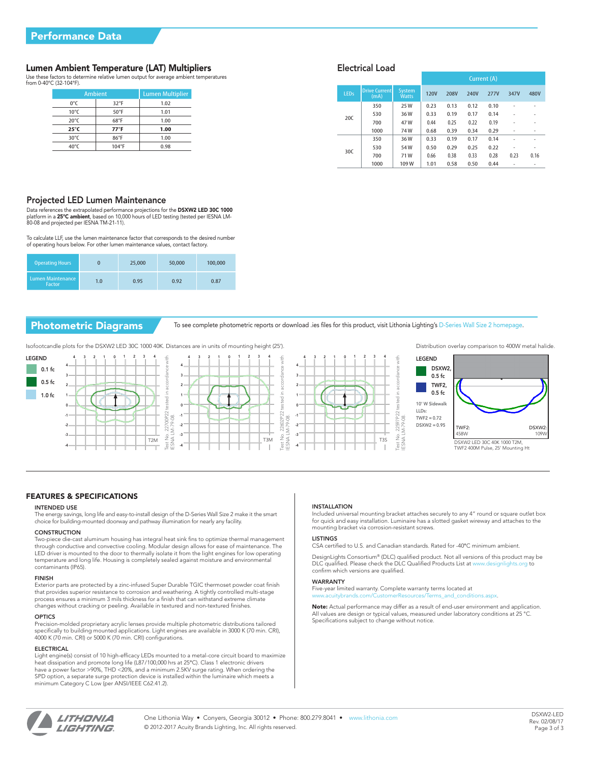# Performance Data

## Lumen Ambient Temperature (LAT) Multipliers

Use these factors to determine relative lumen output for average ambient temperatures from 0-40°C (32-104°F).

| Ambient | | Lumen Multiplier |
|---|---|---|
| 0°C | 32°F | 1.02 |
| 10°C | 50°F | 1.01 |
| 20°C | 68°F | 1.00 |
| **25°C** | **77°F** | **1.00** |
| 30°C | 86°F | 1.00 |
| 40°C | 104°F | 0.98 |

## Electrical Load

| LEDs | Drive Current (mA) | System Watts | Current (A) | | | | | |
|---|---|---|---|---|---|---|---|---|
| | | | 120V | 208V | 240V | 277V | 347V | 480V |
| 20C | 350 | 25 W | 0.23 | 0.13 | 0.12 | 0.10 | - | - |
| | 530 | 36 W | 0.33 | 0.19 | 0.17 | 0.14 | - | - |
| | 700 | 47 W | 0.44 | 0.25 | 0.22 | 0.19 | - | - |
| | 1000 | 74 W | 0.68 | 0.39 | 0.34 | 0.29 | - | - |
| 30C | 350 | 36 W | 0.33 | 0.19 | 0.17 | 0.14 | - | - |
| | 530 | 54 W | 0.50 | 0.29 | 0.25 | 0.22 | - | - |
| | 700 | 71 W | 0.66 | 0.38 | 0.33 | 0.28 | 0.23 | 0.16 |
| | 1000 | 109 W | 1.01 | 0.58 | 0.50 | 0.44 | - | - |

## Projected LED Lumen Maintenance

Data references the extrapolated performance projections for the **DSXW2 LED 30C 1000** platform in a **25°C ambient**, based on 10,000 hours of LED testing (tested per IESNA LM-80-08 and projected per IESNA TM-21-11).

To calculate LLF, use the lumen maintenance factor that corresponds to the desired number of operating hours below. For other lumen maintenance values, contact factory.

| Operating Hours | 0 | 25,000 | 50,000 | 100,000 |
|---|---|---|---|---|
| Lumen Maintenance Factor | 1.0 | 0.95 | 0.92 | 0.87 |

# Photometric Diagrams

To see complete photometric reports or download .ies files for this product, visit Lithonia Lighting's D-Series Wall Size 2 homepage.

Isofootcandle plots for the DSXW2 LED 30C 1000 40K. Distances are in units of mounting height (25').

LEGEND
0.1 fc
0.5 fc
1.0 fc

T2M
Test No. 22700P22 tested in accordance with IESNA LM-79-08.

T3M
Test No. 22602P22 tested in accordance with IESNA LM-79-08.

T3S
Test No. 22597P22 tested in accordance with IESNA LM-79-08.

Distribution overlay comparison to 400W metal halide.

LEGEND
DSXW2, 0.5 fc
TWF2, 0.5 fc

10' W Sidewalk
LLDs:
TWF2 = 0.72
DSXW2 = 0.95

TWF2: 458W
DSXW2: 109W

DSXW2 LED 30C 40K 1000 T2M, TWF2 400M Pulse, 25' Mounting Ht

## FEATURES & SPECIFICATIONS

### INTENDED USE

The energy savings, long life and easy-to-install design of the D-Series Wall Size 2 make it the smart choice for building-mounted doorway and pathway illumination for nearly any facility.

### CONSTRUCTION

Two-piece die-cast aluminum housing has integral heat sink fins to optimize thermal management through conductive and convective cooling. Modular design allows for ease of maintenance. The LED driver is mounted to the door to thermally isolate it from the light engines for low operating temperature and long life. Housing is completely sealed against moisture and environmental contaminants (IP65).

### FINISH

Exterior parts are protected by a zinc-infused Super Durable TGIC thermoset powder coat finish that provides superior resistance to corrosion and weathering. A tightly controlled multi-stage process ensures a minimum 3 mils thickness for a finish that can withstand extreme climate changes without cracking or peeling. Available in textured and non-textured finishes.

### OPTICS

Precision-molded proprietary acrylic lenses provide multiple photometric distributions tailored specifically to building mounted applications. Light engines are available in 3000 K (70 min. CRI), 4000 K (70 min. CRI) or 5000 K (70 min. CRI) configurations.

### ELECTRICAL

Light engine(s) consist of 10 high-efficacy LEDs mounted to a metal-core circuit board to maximize heat dissipation and promote long life (L87/100,000 hrs at 25°C). Class 1 electronic drivers have a power factor >90%, THD <20%, and a minimum 2.5KV surge rating. When ordering the SPD option, a separate surge protection device is installed within the luminaire which meets a minimum Category C Low (per ANSI/IEEE C62.41.2).

### INSTALLATION

Included universal mounting bracket attaches securely to any 4" round or square outlet box for quick and easy installation. Luminaire has a slotted gasket wireway and attaches to the mounting bracket via corrosion-resistant screws.

### LISTINGS

CSA certified to U.S. and Canadian standards. Rated for -40°C minimum ambient.

DesignLights Consortium® (DLC) qualified product. Not all versions of this product may be DLC qualified. Please check the DLC Qualified Products List at www.designlights.org to confirm which versions are qualified.

### WARRANTY

Five-year limited warranty. Complete warranty terms located at www.acuitybrands.com/CustomerResources/Terms_and_conditions.aspx.

**Note:** Actual performance may differ as a result of end-user environment and application. All values are design or typical values, measured under laboratory conditions at 25 °C. Specifications subject to change without notice.

LITHONIA LIGHTING

One Lithonia Way • Conyers, Georgia 30012 • Phone: 800.279.8041 • www.lithonia.com
© 2012-2017 Acuity Brands Lighting, Inc. All rights reserved.

DSXW2-LED
Rev. 02/08/17